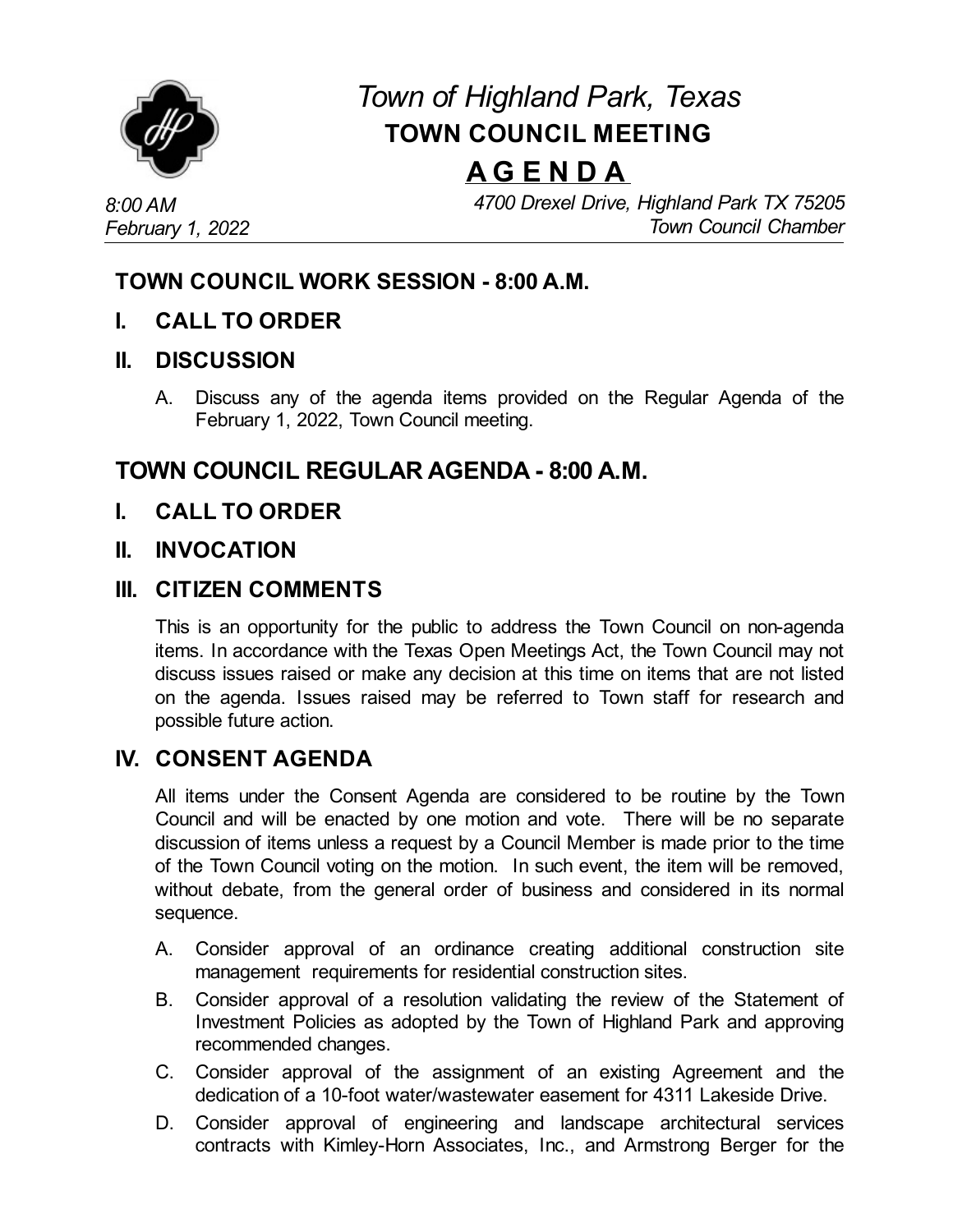# *Town of Highland Park, Texas*

## TOWN COUNCIL MEETING

## A G E N D A

*8:00 AM*
*February 1, 2022*

*4700 Drexel Drive, Highland Park TX 75205*
*Town Council Chamber*

---

## TOWN COUNCIL WORK SESSION - 8:00 A.M.

### I. CALL TO ORDER

### II. DISCUSSION

A. Discuss any of the agenda items provided on the Regular Agenda of the February 1, 2022, Town Council meeting.

## TOWN COUNCIL REGULAR AGENDA - 8:00 A.M.

### I. CALL TO ORDER

### II. INVOCATION

### III. CITIZEN COMMENTS

This is an opportunity for the public to address the Town Council on non-agenda items. In accordance with the Texas Open Meetings Act, the Town Council may not discuss issues raised or make any decision at this time on items that are not listed on the agenda. Issues raised may be referred to Town staff for research and possible future action.

### IV. CONSENT AGENDA

All items under the Consent Agenda are considered to be routine by the Town Council and will be enacted by one motion and vote. There will be no separate discussion of items unless a request by a Council Member is made prior to the time of the Town Council voting on the motion. In such event, the item will be removed, without debate, from the general order of business and considered in its normal sequence.

A. Consider approval of an ordinance creating additional construction site management requirements for residential construction sites.

B. Consider approval of a resolution validating the review of the Statement of Investment Policies as adopted by the Town of Highland Park and approving recommended changes.

C. Consider approval of the assignment of an existing Agreement and the dedication of a 10-foot water/wastewater easement for 4311 Lakeside Drive.

D. Consider approval of engineering and landscape architectural services contracts with Kimley-Horn Associates, Inc., and Armstrong Berger for the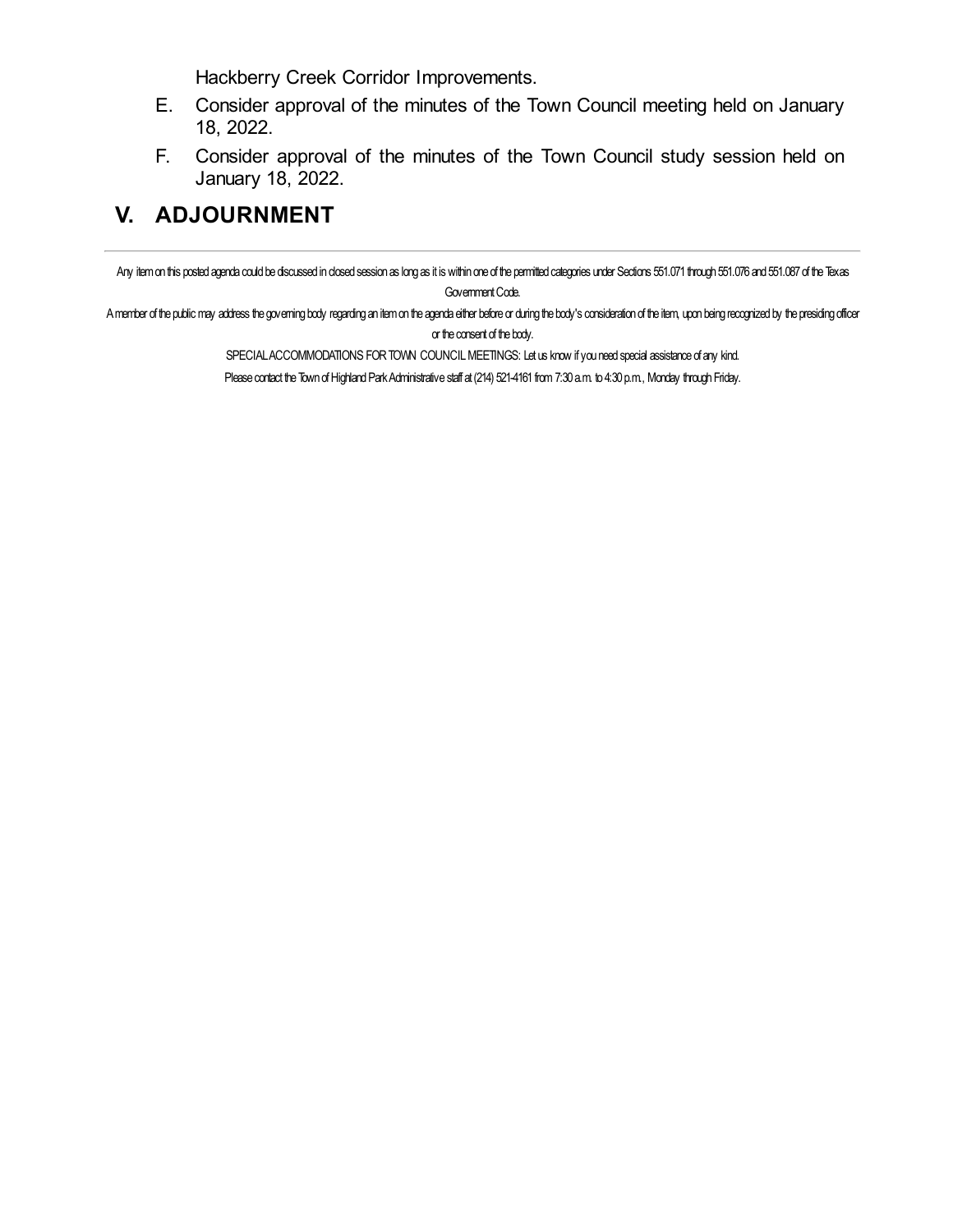Hackberry Creek Corridor Improvements.

E. Consider approval of the minutes of the Town Council meeting held on January 18, 2022.

F. Consider approval of the minutes of the Town Council study session held on January 18, 2022.

## V. ADJOURNMENT

---

Any item on this posted agenda could be discussed in closed session as long as it is within one of the permitted categories under Sections 551.071 through 551.076 and 551.087 of the Texas Government Code.

A member of the public may address the governing body regarding an item on the agenda either before or during the body's consideration of the item, upon being recognized by the presiding officer or the consent of the body.

SPECIAL ACCOMMODATIONS FOR TOWN COUNCIL MEETINGS: Let us know if you need special assistance of any kind.

Please contact the Town of Highland Park Administrative staff at (214) 521-4161 from 7:30 a.m. to 4:30 p.m., Monday through Friday.